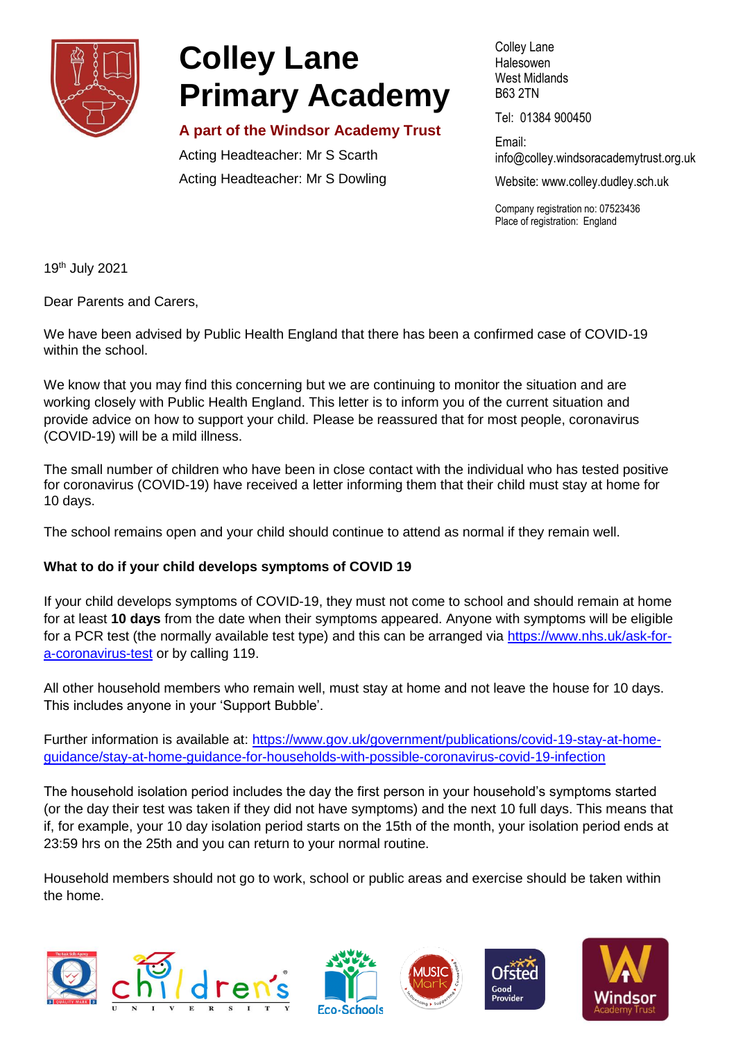# Colley Lane Primary Academy

**A part of the Windsor Academy Trust**

Acting Headteacher: Mr S Scarth

Acting Headteacher: Mr S Dowling

Colley Lane
Halesowen
West Midlands
B63 2TN

Tel: 01384 900450

Email: info@colley.windsoracademytrust.org.uk

Website: www.colley.dudley.sch.uk

Company registration no: 07523436
Place of registration: England

19th July 2021

Dear Parents and Carers,

We have been advised by Public Health England that there has been a confirmed case of COVID-19 within the school.

We know that you may find this concerning but we are continuing to monitor the situation and are working closely with Public Health England. This letter is to inform you of the current situation and provide advice on how to support your child. Please be reassured that for most people, coronavirus (COVID-19) will be a mild illness.

The small number of children who have been in close contact with the individual who has tested positive for coronavirus (COVID-19) have received a letter informing them that their child must stay at home for 10 days.

The school remains open and your child should continue to attend as normal if they remain well.

**What to do if your child develops symptoms of COVID 19**

If your child develops symptoms of COVID-19, they must not come to school and should remain at home for at least **10 days** from the date when their symptoms appeared. Anyone with symptoms will be eligible for a PCR test (the normally available test type) and this can be arranged via https://www.nhs.uk/ask-for-a-coronavirus-test or by calling 119.

All other household members who remain well, must stay at home and not leave the house for 10 days. This includes anyone in your 'Support Bubble'.

Further information is available at: https://www.gov.uk/government/publications/covid-19-stay-at-home-guidance/stay-at-home-guidance-for-households-with-possible-coronavirus-covid-19-infection

The household isolation period includes the day the first person in your household's symptoms started (or the day their test was taken if they did not have symptoms) and the next 10 full days. This means that if, for example, your 10 day isolation period starts on the 15th of the month, your isolation period ends at 23:59 hrs on the 25th and you can return to your normal routine.

Household members should not go to work, school or public areas and exercise should be taken within the home.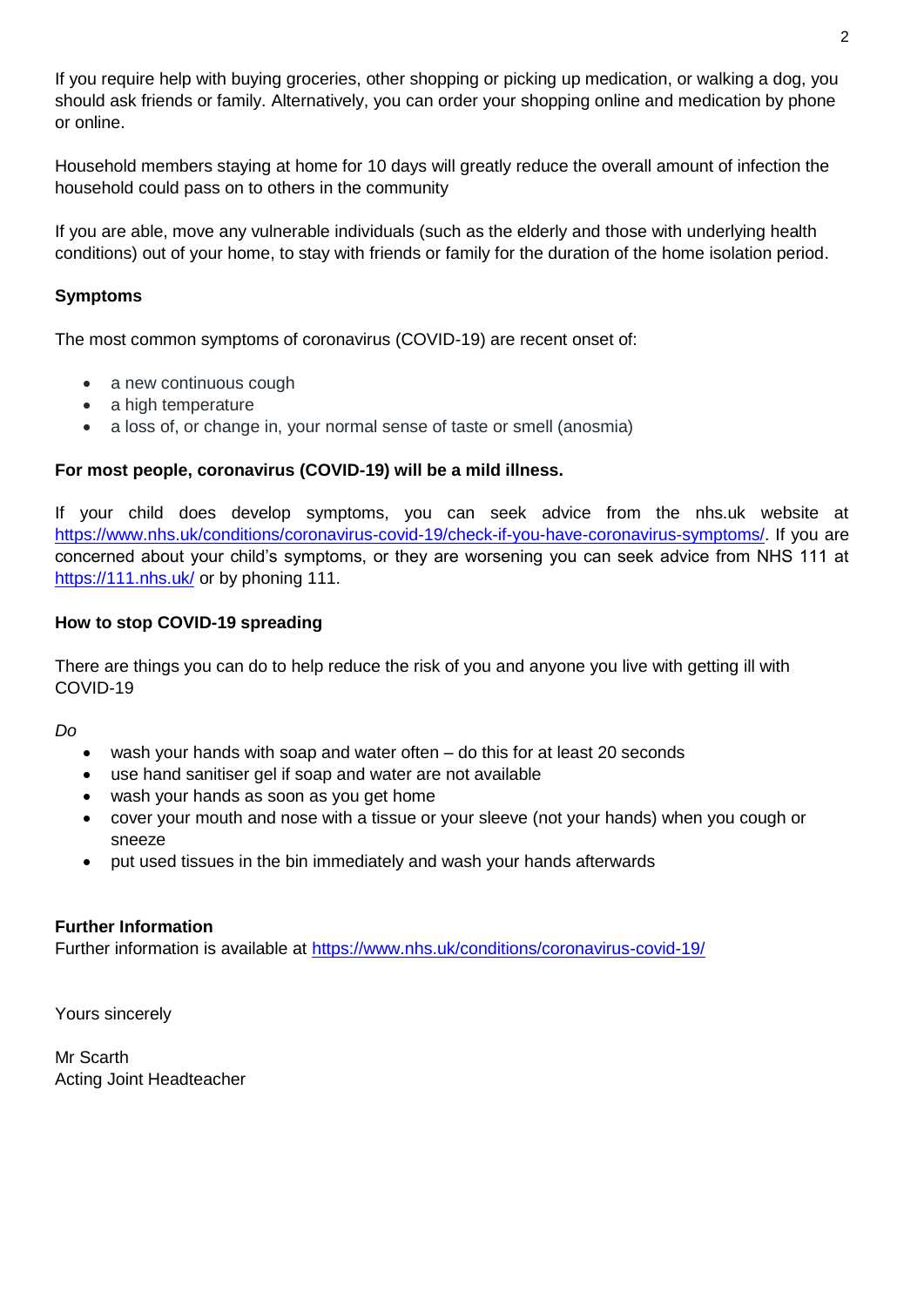If you require help with buying groceries, other shopping or picking up medication, or walking a dog, you should ask friends or family. Alternatively, you can order your shopping online and medication by phone or online.

Household members staying at home for 10 days will greatly reduce the overall amount of infection the household could pass on to others in the community

If you are able, move any vulnerable individuals (such as the elderly and those with underlying health conditions) out of your home, to stay with friends or family for the duration of the home isolation period.

**Symptoms**

The most common symptoms of coronavirus (COVID-19) are recent onset of:

- a new continuous cough
- a high temperature
- a loss of, or change in, your normal sense of taste or smell (anosmia)

**For most people, coronavirus (COVID-19) will be a mild illness.**

If your child does develop symptoms, you can seek advice from the nhs.uk website at https://www.nhs.uk/conditions/coronavirus-covid-19/check-if-you-have-coronavirus-symptoms/. If you are concerned about your child's symptoms, or they are worsening you can seek advice from NHS 111 at https://111.nhs.uk/ or by phoning 111.

**How to stop COVID-19 spreading**

There are things you can do to help reduce the risk of you and anyone you live with getting ill with COVID-19

*Do*

- wash your hands with soap and water often – do this for at least 20 seconds
- use hand sanitiser gel if soap and water are not available
- wash your hands as soon as you get home
- cover your mouth and nose with a tissue or your sleeve (not your hands) when you cough or sneeze
- put used tissues in the bin immediately and wash your hands afterwards

**Further Information**

Further information is available at https://www.nhs.uk/conditions/coronavirus-covid-19/

Yours sincerely

Mr Scarth
Acting Joint Headteacher